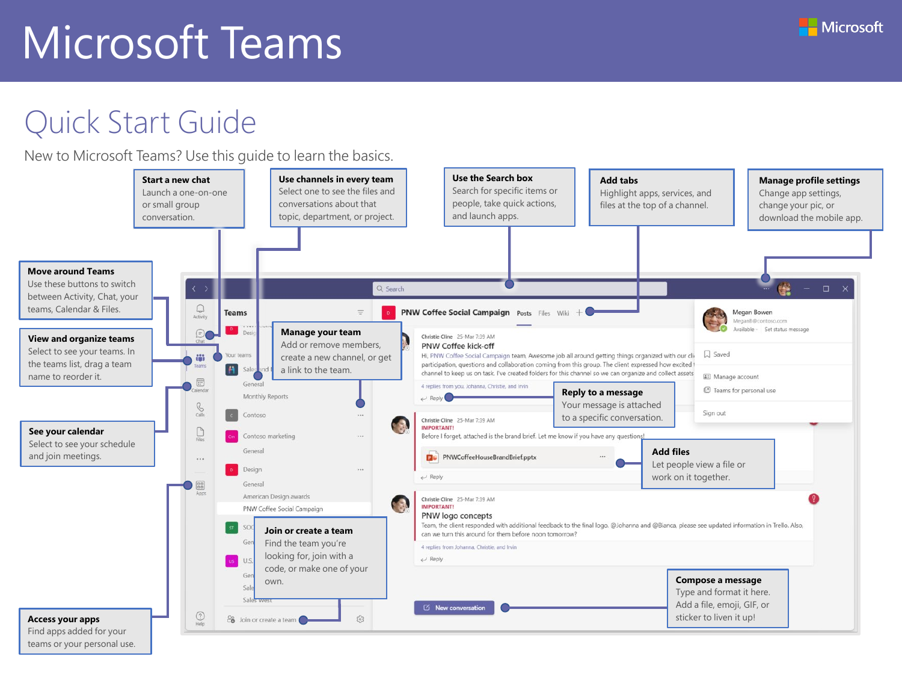# Microsoft Teams

## Quick Start Guide

New to Microsoft Teams? Use this guide to learn the basics.

**Start a new chat**
Launch a one-on-one or small group conversation.

**Use channels in every team**
Select one to see the files and conversations about that topic, department, or project.

**Use the Search box**
Search for specific items or people, take quick actions, and launch apps.

**Add tabs**
Highlight apps, services, and files at the top of a channel.

**Manage profile settings**
Change app settings, change your pic, or download the mobile app.

**Move around Teams**
Use these buttons to switch between Activity, Chat, your teams, Calendar & Files.

**View and organize teams**
Select to see your teams. In the teams list, drag a team name to reorder it.

**Manage your team**
Add or remove members, create a new channel, or get a link to the team.

**Reply to a message**
Your message is attached to a specific conversation.

**See your calendar**
Select to see your schedule and join meetings.

**Add files**
Let people view a file or work on it together.

**Join or create a team**
Find the team you're looking for, join with a code, or make one of your own.

**Compose a message**
Type and format it here. Add a file, emoji, GIF, or sticker to liven it up!

**Access your apps**
Find apps added for your teams or your personal use.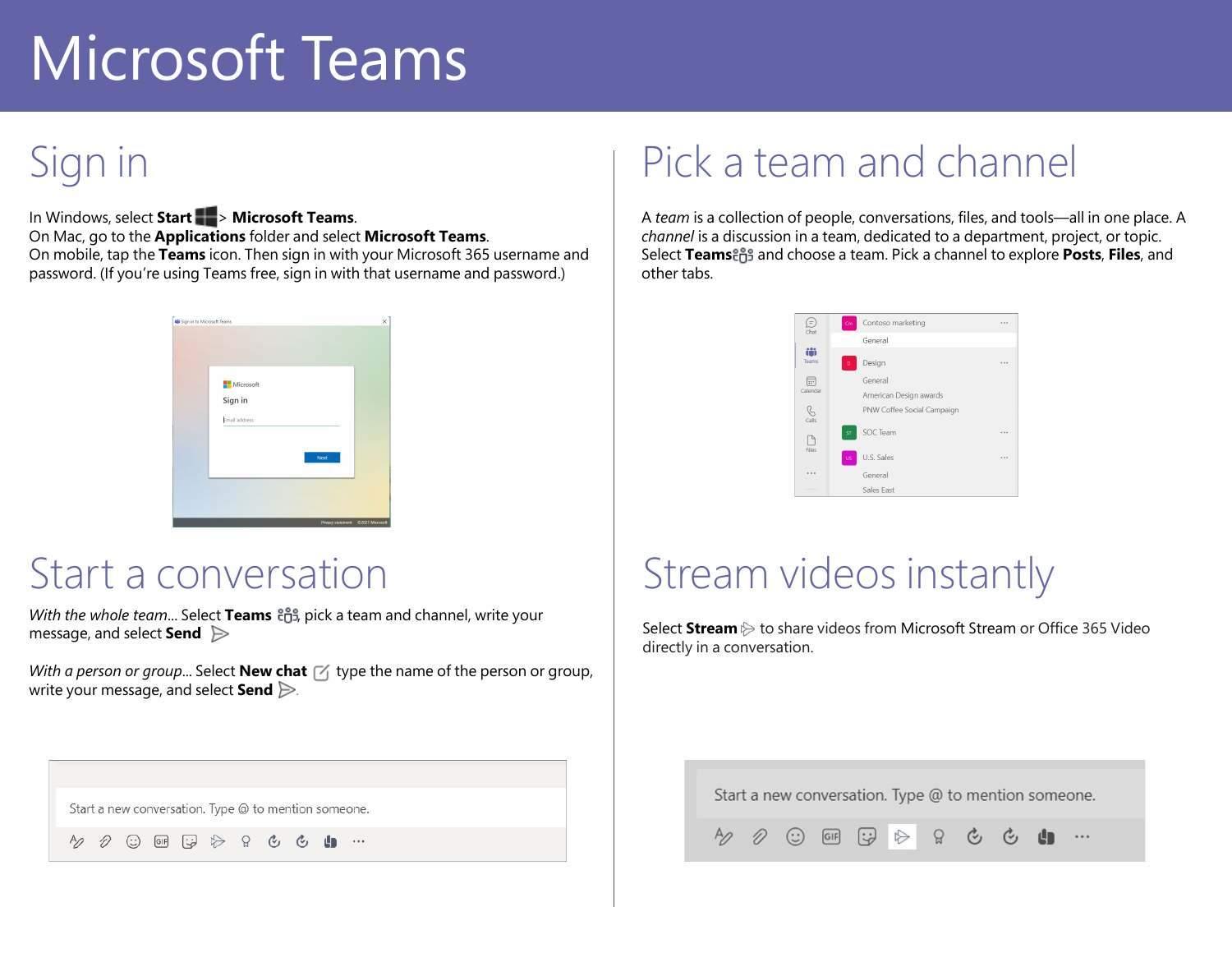# Microsoft Teams

## Sign in

In Windows, select **Start** > **Microsoft Teams**.
On Mac, go to the **Applications** folder and select **Microsoft Teams**.
On mobile, tap the **Teams** icon. Then sign in with your Microsoft 365 username and password. (If you're using Teams free, sign in with that username and password.)

## Pick a team and channel

A *team* is a collection of people, conversations, files, and tools—all in one place. A *channel* is a discussion in a team, dedicated to a department, project, or topic. Select **Teams** and choose a team. Pick a channel to explore **Posts**, **Files**, and other tabs.

## Start a conversation

*With the whole team*... Select **Teams**, pick a team and channel, write your message, and select **Send**

*With a person or group*... Select **New chat** type the name of the person or group, write your message, and select **Send**.

## Stream videos instantly

Select **Stream** to share videos from Microsoft Stream or Office 365 Video directly in a conversation.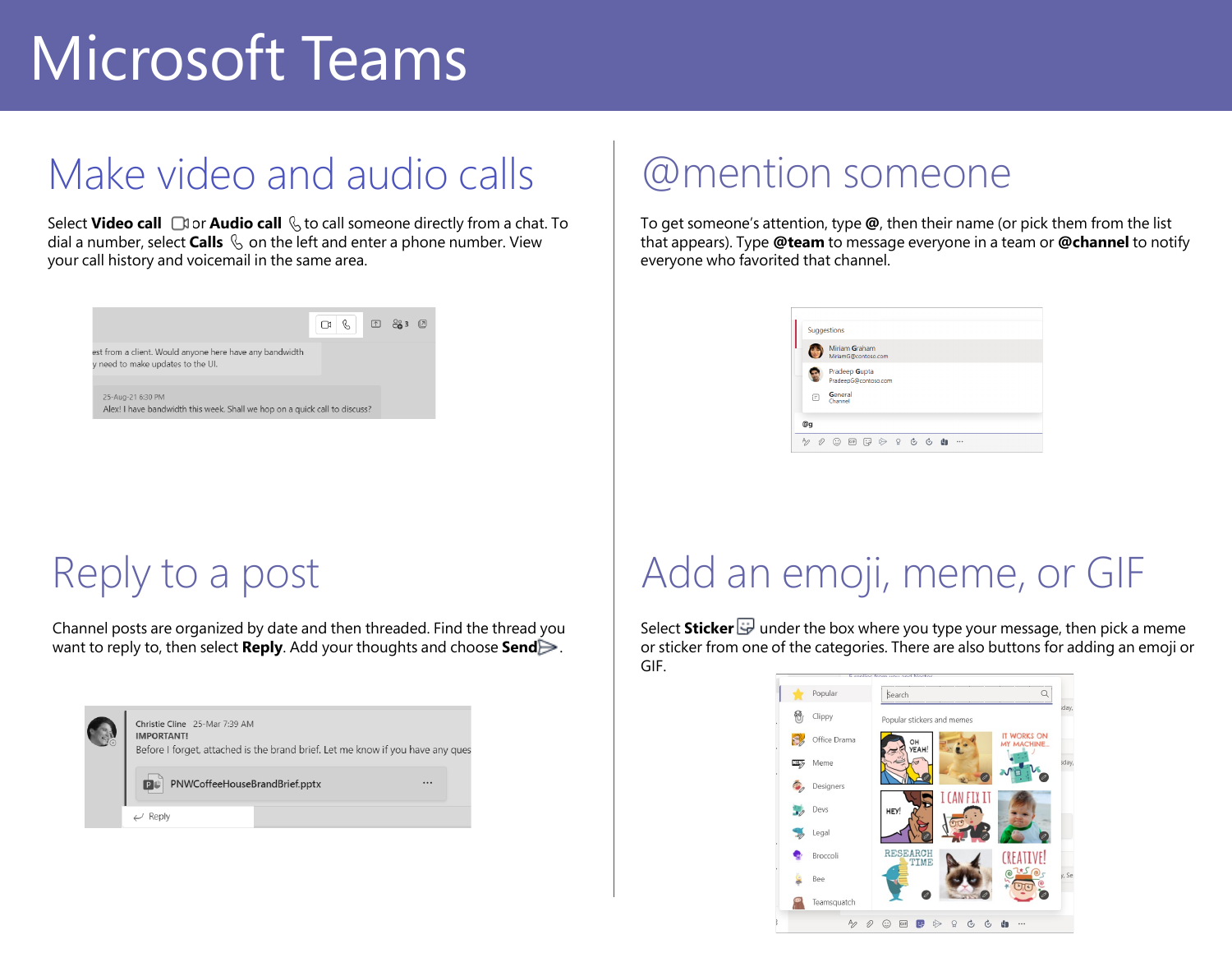# Microsoft Teams

## Make video and audio calls

Select **Video call** or **Audio call** to call someone directly from a chat. To dial a number, select **Calls** on the left and enter a phone number. View your call history and voicemail in the same area.

## @mention someone

To get someone's attention, type **@**, then their name (or pick them from the list that appears). Type **@team** to message everyone in a team or **@channel** to notify everyone who favorited that channel.

## Reply to a post

Channel posts are organized by date and then threaded. Find the thread you want to reply to, then select **Reply**. Add your thoughts and choose **Send**.

## Add an emoji, meme, or GIF

Select **Sticker** under the box where you type your message, then pick a meme or sticker from one of the categories. There are also buttons for adding an emoji or GIF.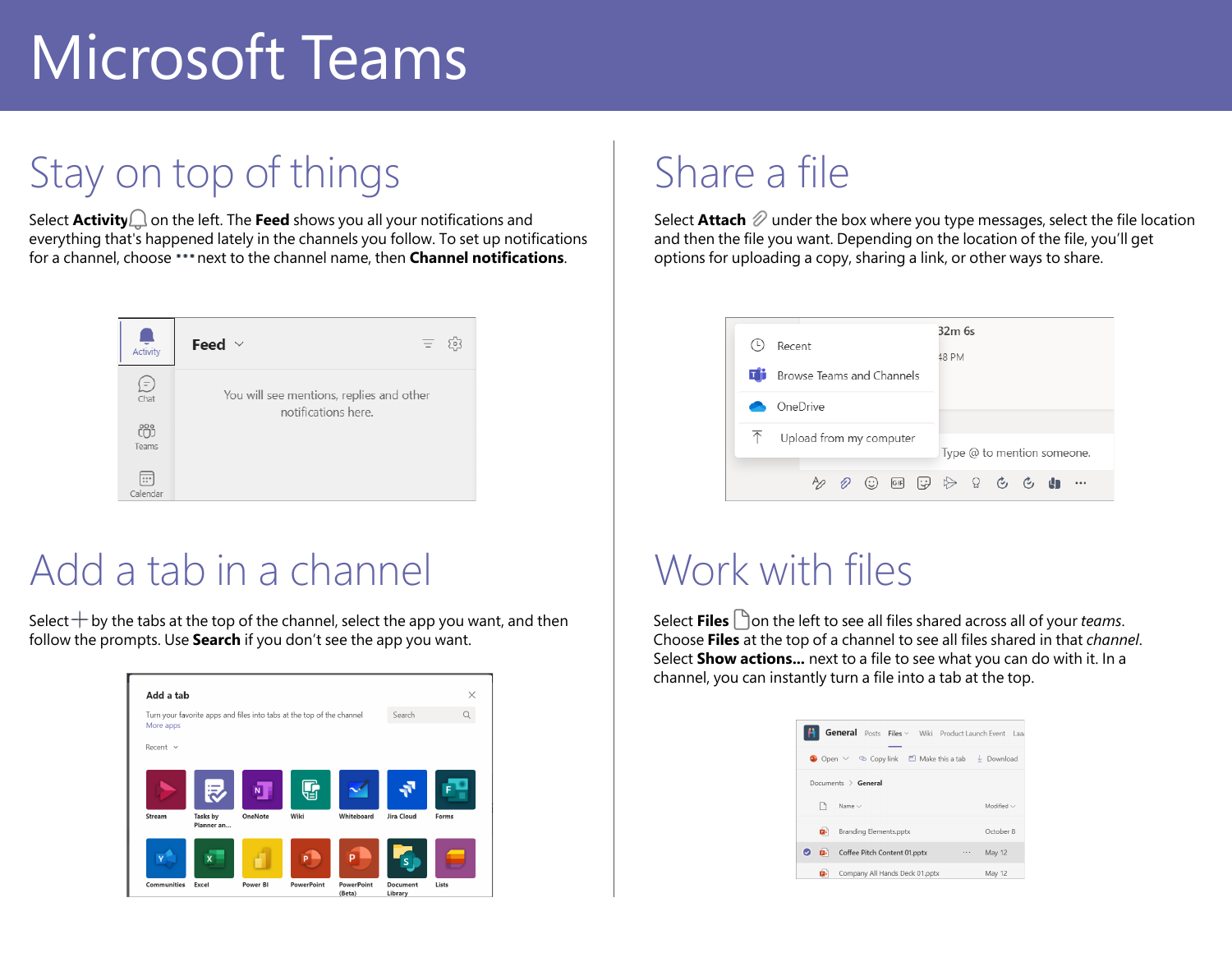# Microsoft Teams

## Stay on top of things

Select **Activity** on the left. The **Feed** shows you all your notifications and everything that's happened lately in the channels you follow. To set up notifications for a channel, choose ••• next to the channel name, then **Channel notifications**.

## Add a tab in a channel

Select + by the tabs at the top of the channel, select the app you want, and then follow the prompts. Use **Search** if you don't see the app you want.

## Share a file

Select **Attach** under the box where you type messages, select the file location and then the file you want. Depending on the location of the file, you'll get options for uploading a copy, sharing a link, or other ways to share.

## Work with files

Select **Files** on the left to see all files shared across all of your *teams*. Choose **Files** at the top of a channel to see all files shared in that *channel*. Select **Show actions...** next to a file to see what you can do with it. In a channel, you can instantly turn a file into a tab at the top.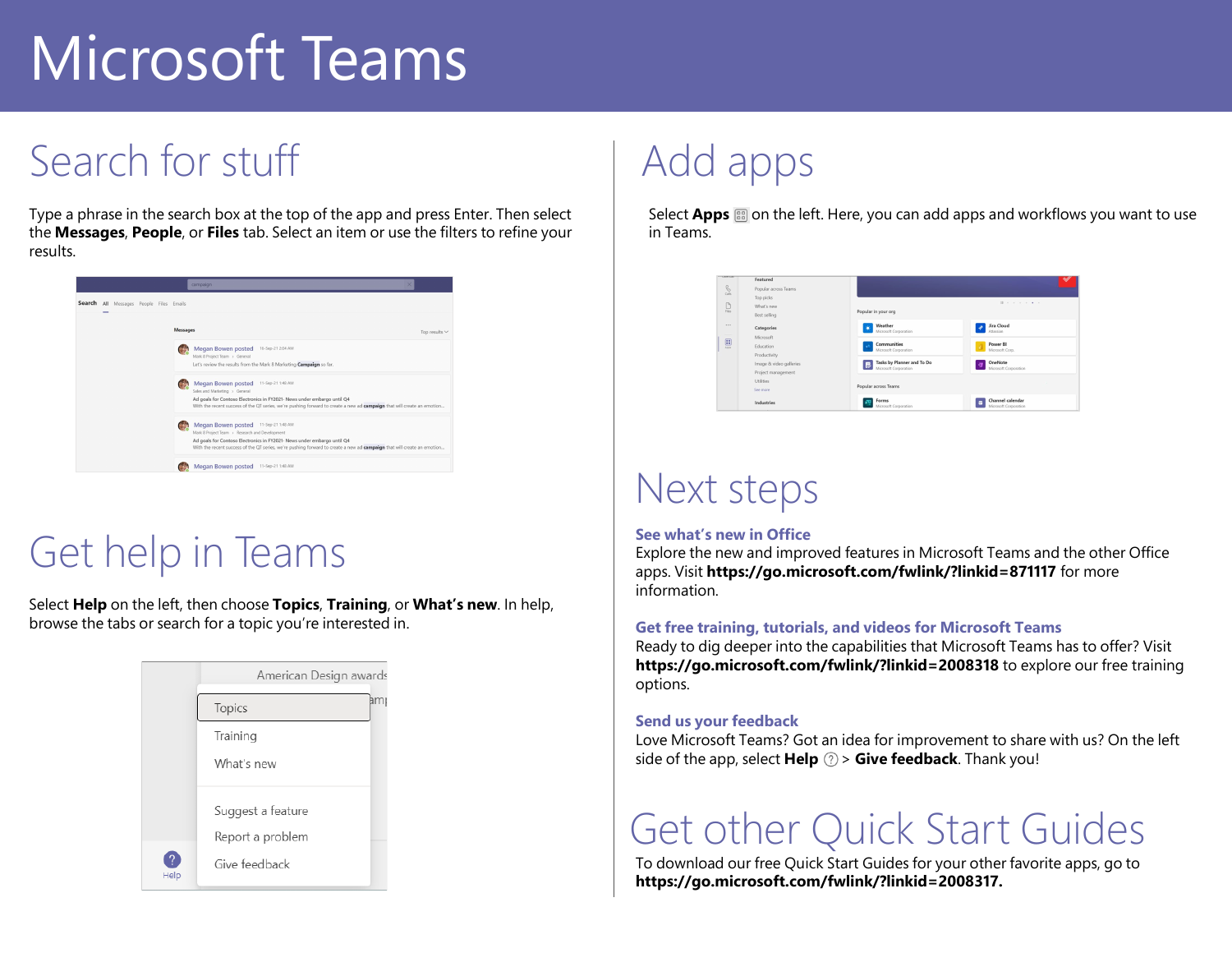# Microsoft Teams

## Search for stuff

Type a phrase in the search box at the top of the app and press Enter. Then select the **Messages**, **People**, or **Files** tab. Select an item or use the filters to refine your results.

## Get help in Teams

Select **Help** on the left, then choose **Topics**, **Training**, or **What's new**. In help, browse the tabs or search for a topic you're interested in.

## Add apps

Select **Apps** on the left. Here, you can add apps and workflows you want to use in Teams.

## Next steps

### See what's new in Office

Explore the new and improved features in Microsoft Teams and the other Office apps. Visit **https://go.microsoft.com/fwlink/?linkid=871117** for more information.

### Get free training, tutorials, and videos for Microsoft Teams

Ready to dig deeper into the capabilities that Microsoft Teams has to offer? Visit **https://go.microsoft.com/fwlink/?linkid=2008318** to explore our free training options.

### Send us your feedback

Love Microsoft Teams? Got an idea for improvement to share with us? On the left side of the app, select **Help** > **Give feedback**. Thank you!

## Get other Quick Start Guides

To download our free Quick Start Guides for your other favorite apps, go to **https://go.microsoft.com/fwlink/?linkid=2008317.**